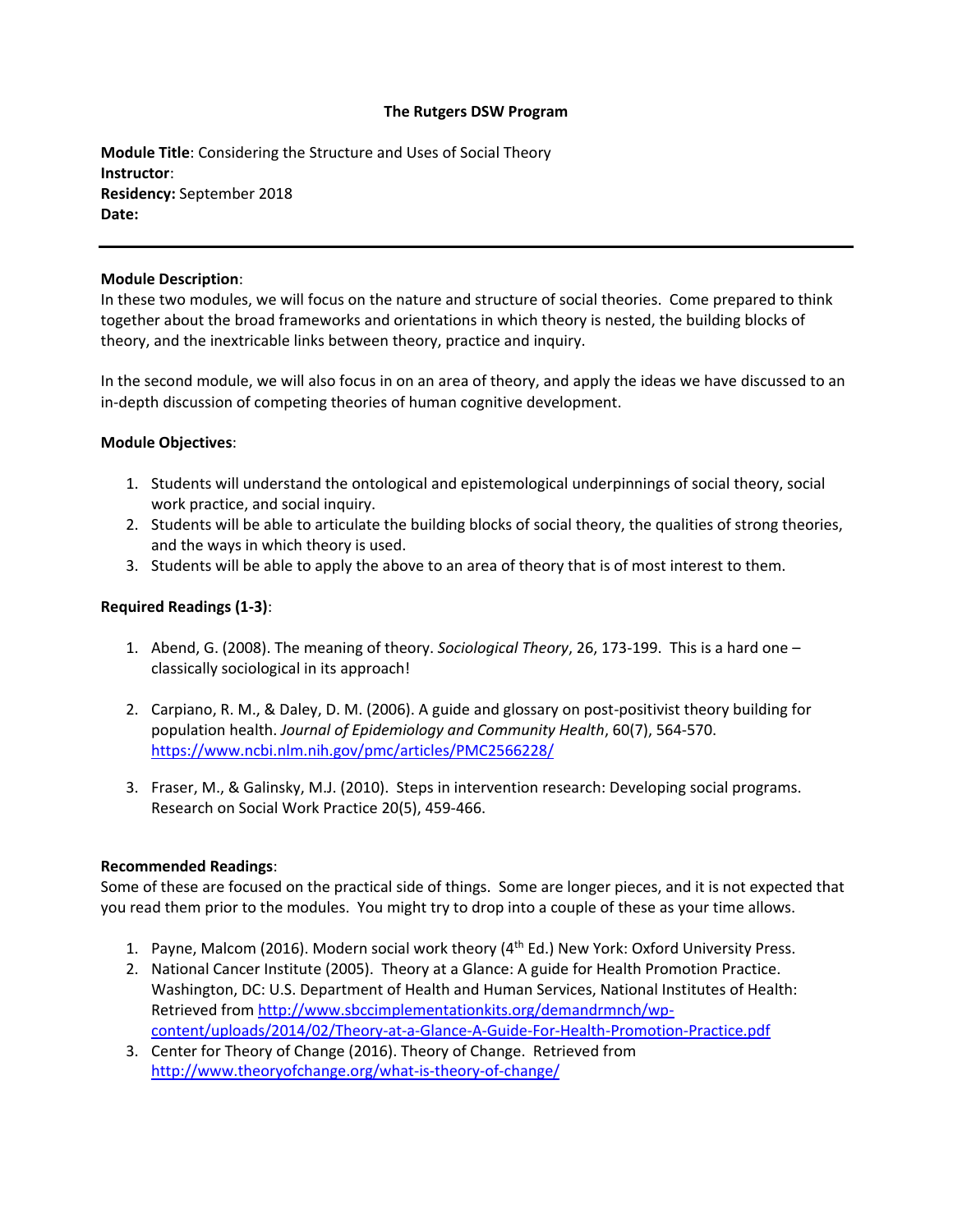**The Rutgers DSW Program**

**Module Title**: Considering the Structure and Uses of Social Theory
**Instructor**:
**Residency:** September 2018
**Date:**

---

**Module Description**:
In these two modules, we will focus on the nature and structure of social theories. Come prepared to think together about the broad frameworks and orientations in which theory is nested, the building blocks of theory, and the inextricable links between theory, practice and inquiry.

In the second module, we will also focus in on an area of theory, and apply the ideas we have discussed to an in-depth discussion of competing theories of human cognitive development.

**Module Objectives**:

1. Students will understand the ontological and epistemological underpinnings of social theory, social work practice, and social inquiry.
2. Students will be able to articulate the building blocks of social theory, the qualities of strong theories, and the ways in which theory is used.
3. Students will be able to apply the above to an area of theory that is of most interest to them.

**Required Readings (1-3)**:

1. Abend, G. (2008). The meaning of theory. *Sociological Theory*, 26, 173-199. This is a hard one – classically sociological in its approach!

2. Carpiano, R. M., & Daley, D. M. (2006). A guide and glossary on post-positivist theory building for population health. *Journal of Epidemiology and Community Health*, 60(7), 564-570. https://www.ncbi.nlm.nih.gov/pmc/articles/PMC2566228/

3. Fraser, M., & Galinsky, M.J. (2010). Steps in intervention research: Developing social programs. Research on Social Work Practice 20(5), 459-466.

**Recommended Readings**:
Some of these are focused on the practical side of things. Some are longer pieces, and it is not expected that you read them prior to the modules. You might try to drop into a couple of these as your time allows.

1. Payne, Malcom (2016). Modern social work theory (4th Ed.) New York: Oxford University Press.
2. National Cancer Institute (2005). Theory at a Glance: A guide for Health Promotion Practice. Washington, DC: U.S. Department of Health and Human Services, National Institutes of Health: Retrieved from http://www.sbccimplementationkits.org/demandrmnch/wp-content/uploads/2014/02/Theory-at-a-Glance-A-Guide-For-Health-Promotion-Practice.pdf
3. Center for Theory of Change (2016). Theory of Change. Retrieved from http://www.theoryofchange.org/what-is-theory-of-change/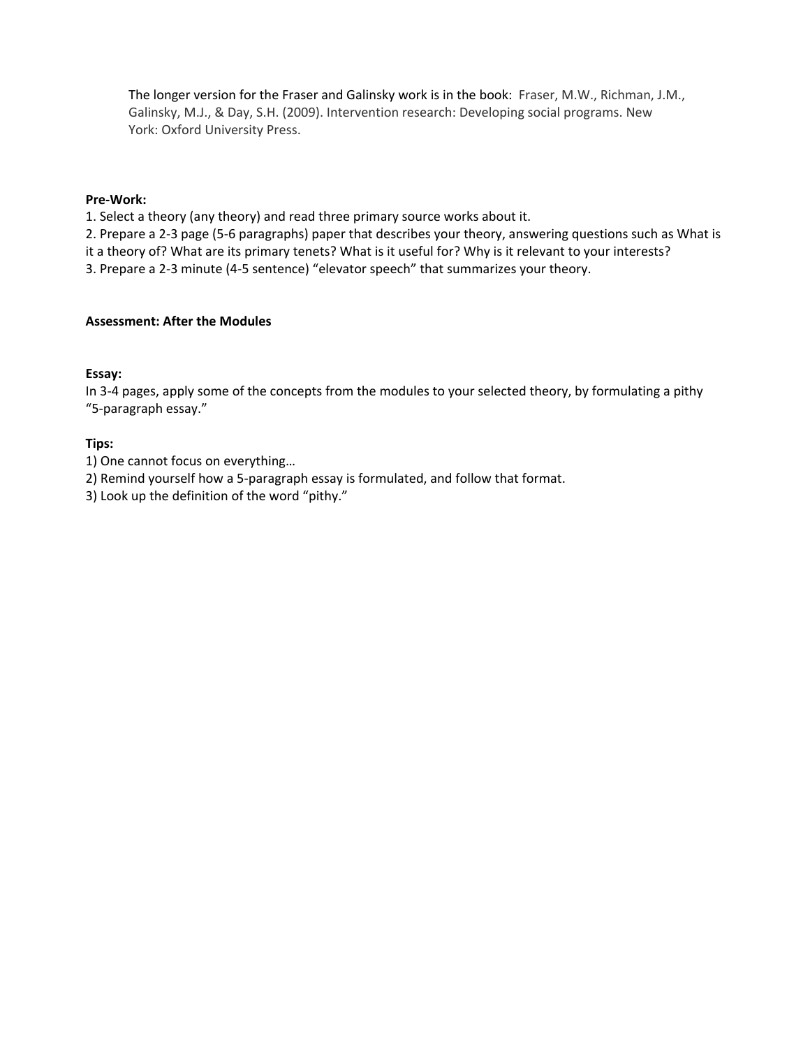The longer version for the Fraser and Galinsky work is in the book: Fraser, M.W., Richman, J.M., Galinsky, M.J., & Day, S.H. (2009). Intervention research: Developing social programs. New York: Oxford University Press.

**Pre-Work:**

1. Select a theory (any theory) and read three primary source works about it.
2. Prepare a 2-3 page (5-6 paragraphs) paper that describes your theory, answering questions such as What is it a theory of? What are its primary tenets? What is it useful for? Why is it relevant to your interests?
3. Prepare a 2-3 minute (4-5 sentence) "elevator speech" that summarizes your theory.

**Assessment: After the Modules**

**Essay:**

In 3-4 pages, apply some of the concepts from the modules to your selected theory, by formulating a pithy "5-paragraph essay."

**Tips:**

1) One cannot focus on everything…
2) Remind yourself how a 5-paragraph essay is formulated, and follow that format.
3) Look up the definition of the word "pithy."